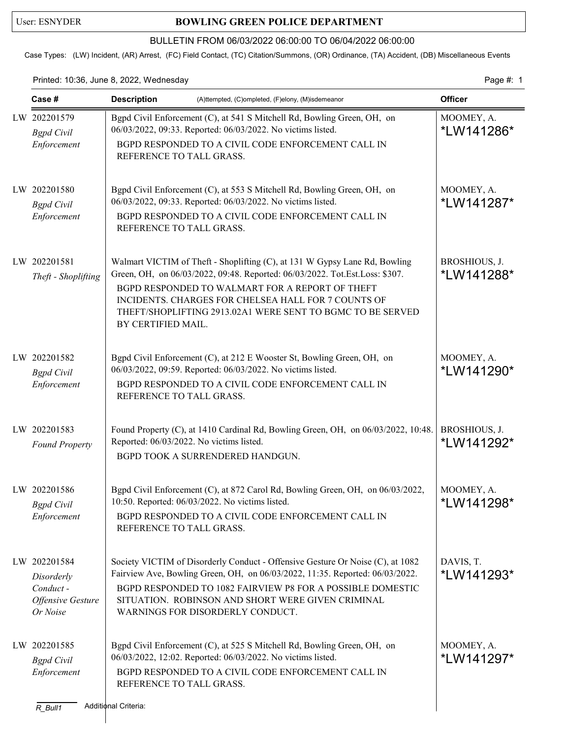User: ESNYDER

# BOWLING GREEN POLICE DEPARTMENT

BULLETIN FROM 06/03/2022 06:00:00 TO 06/04/2022 06:00:00

Case Types: (LW) Incident, (AR) Arrest, (FC) Field Contact, (TC) Citation/Summons, (OR) Ordinance, (TA) Accident, (DB) Miscellaneous Events

Printed: 10:36, June 8, 2022, Wednesday

| Case # | Description (A)ttempted, (C)ompleted, (F)elony, (M)isdemeanor | Officer |
|---|---|---|
| LW 202201579 *Bgpd Civil Enforcement* | Bgpd Civil Enforcement (C), at 541 S Mitchell Rd, Bowling Green, OH, on 06/03/2022, 09:33. Reported: 06/03/2022. No victims listed. BGPD RESPONDED TO A CIVIL CODE ENFORCEMENT CALL IN REFERENCE TO TALL GRASS. | MOOMEY, A. *LW141286* |
| LW 202201580 *Bgpd Civil Enforcement* | Bgpd Civil Enforcement (C), at 553 S Mitchell Rd, Bowling Green, OH, on 06/03/2022, 09:33. Reported: 06/03/2022. No victims listed. BGPD RESPONDED TO A CIVIL CODE ENFORCEMENT CALL IN REFERENCE TO TALL GRASS. | MOOMEY, A. *LW141287* |
| LW 202201581 *Theft - Shoplifting* | Walmart VICTIM of Theft - Shoplifting (C), at 131 W Gypsy Lane Rd, Bowling Green, OH, on 06/03/2022, 09:48. Reported: 06/03/2022. Tot.Est.Loss: $307. BGPD RESPONDED TO WALMART FOR A REPORT OF THEFT INCIDENTS. CHARGES FOR CHELSEA HALL FOR 7 COUNTS OF THEFT/SHOPLIFTING 2913.02A1 WERE SENT TO BGMC TO BE SERVED BY CERTIFIED MAIL. | BROSHIOUS, J. *LW141288* |
| LW 202201582 *Bgpd Civil Enforcement* | Bgpd Civil Enforcement (C), at 212 E Wooster St, Bowling Green, OH, on 06/03/2022, 09:59. Reported: 06/03/2022. No victims listed. BGPD RESPONDED TO A CIVIL CODE ENFORCEMENT CALL IN REFERENCE TO TALL GRASS. | MOOMEY, A. *LW141290* |
| LW 202201583 *Found Property* | Found Property (C), at 1410 Cardinal Rd, Bowling Green, OH, on 06/03/2022, 10:48. Reported: 06/03/2022. No victims listed. BGPD TOOK A SURRENDERED HANDGUN. | BROSHIOUS, J. *LW141292* |
| LW 202201586 *Bgpd Civil Enforcement* | Bgpd Civil Enforcement (C), at 872 Carol Rd, Bowling Green, OH, on 06/03/2022, 10:50. Reported: 06/03/2022. No victims listed. BGPD RESPONDED TO A CIVIL CODE ENFORCEMENT CALL IN REFERENCE TO TALL GRASS. | MOOMEY, A. *LW141298* |
| LW 202201584 *Disorderly Conduct - Offensive Gesture Or Noise* | Society VICTIM of Disorderly Conduct - Offensive Gesture Or Noise (C), at 1082 Fairview Ave, Bowling Green, OH, on 06/03/2022, 11:35. Reported: 06/03/2022. BGPD RESPONDED TO 1082 FAIRVIEW P8 FOR A POSSIBLE DOMESTIC SITUATION. ROBINSON AND SHORT WERE GIVEN CRIMINAL WARNINGS FOR DISORDERLY CONDUCT. | DAVIS, T. *LW141293* |
| LW 202201585 *Bgpd Civil Enforcement* | Bgpd Civil Enforcement (C), at 525 S Mitchell Rd, Bowling Green, OH, on 06/03/2022, 12:02. Reported: 06/03/2022. No victims listed. BGPD RESPONDED TO A CIVIL CODE ENFORCEMENT CALL IN REFERENCE TO TALL GRASS. | MOOMEY, A. *LW141297* |

R_Bull1 Additional Criteria: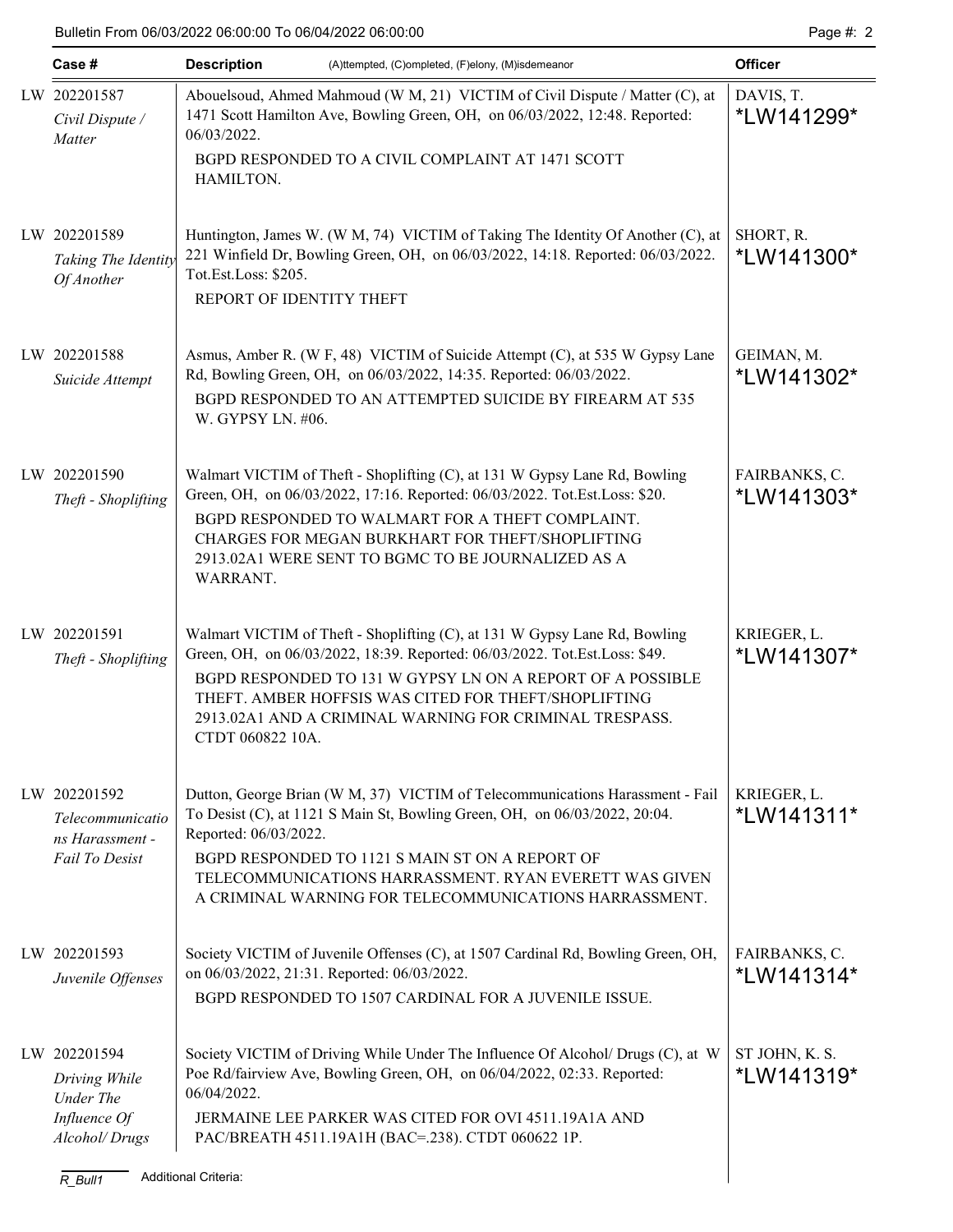| Case # | Description (A)ttempted, (C)ompleted, (F)elony, (M)isdemeanor | Officer |
|---|---|---|
| LW 202201587 *Civil Dispute / Matter* | Abouelsoud, Ahmed Mahmoud (W M, 21) VICTIM of Civil Dispute / Matter (C), at 1471 Scott Hamilton Ave, Bowling Green, OH, on 06/03/2022, 12:48. Reported: 06/03/2022. BGPD RESPONDED TO A CIVIL COMPLAINT AT 1471 SCOTT HAMILTON. | DAVIS, T. *LW141299* |
| LW 202201589 *Taking The Identity Of Another* | Huntington, James W. (W M, 74) VICTIM of Taking The Identity Of Another (C), at 221 Winfield Dr, Bowling Green, OH, on 06/03/2022, 14:18. Reported: 06/03/2022. Tot.Est.Loss: $205. REPORT OF IDENTITY THEFT | SHORT, R. *LW141300* |
| LW 202201588 *Suicide Attempt* | Asmus, Amber R. (W F, 48) VICTIM of Suicide Attempt (C), at 535 W Gypsy Lane Rd, Bowling Green, OH, on 06/03/2022, 14:35. Reported: 06/03/2022. BGPD RESPONDED TO AN ATTEMPTED SUICIDE BY FIREARM AT 535 W. GYPSY LN. #06. | GEIMAN, M. *LW141302* |
| LW 202201590 *Theft - Shoplifting* | Walmart VICTIM of Theft - Shoplifting (C), at 131 W Gypsy Lane Rd, Bowling Green, OH, on 06/03/2022, 17:16. Reported: 06/03/2022. Tot.Est.Loss: $20. BGPD RESPONDED TO WALMART FOR A THEFT COMPLAINT. CHARGES FOR MEGAN BURKHART FOR THEFT/SHOPLIFTING 2913.02A1 WERE SENT TO BGMC TO BE JOURNALIZED AS A WARRANT. | FAIRBANKS, C. *LW141303* |
| LW 202201591 *Theft - Shoplifting* | Walmart VICTIM of Theft - Shoplifting (C), at 131 W Gypsy Lane Rd, Bowling Green, OH, on 06/03/2022, 18:39. Reported: 06/03/2022. Tot.Est.Loss: $49. BGPD RESPONDED TO 131 W GYPSY LN ON A REPORT OF A POSSIBLE THEFT. AMBER HOFFSIS WAS CITED FOR THEFT/SHOPLIFTING 2913.02A1 AND A CRIMINAL WARNING FOR CRIMINAL TRESPASS. CTDT 060822 10A. | KRIEGER, L. *LW141307* |
| LW 202201592 *Telecommunications Harassment - Fail To Desist* | Dutton, George Brian (W M, 37) VICTIM of Telecommunications Harassment - Fail To Desist (C), at 1121 S Main St, Bowling Green, OH, on 06/03/2022, 20:04. Reported: 06/03/2022. BGPD RESPONDED TO 1121 S MAIN ST ON A REPORT OF TELECOMMUNICATIONS HARRASSMENT. RYAN EVERETT WAS GIVEN A CRIMINAL WARNING FOR TELECOMMUNICATIONS HARRASSMENT. | KRIEGER, L. *LW141311* |
| LW 202201593 *Juvenile Offenses* | Society VICTIM of Juvenile Offenses (C), at 1507 Cardinal Rd, Bowling Green, OH, on 06/03/2022, 21:31. Reported: 06/03/2022. BGPD RESPONDED TO 1507 CARDINAL FOR A JUVENILE ISSUE. | FAIRBANKS, C. *LW141314* |
| LW 202201594 *Driving While Under The Influence Of Alcohol/ Drugs* | Society VICTIM of Driving While Under The Influence Of Alcohol/ Drugs (C), at W Poe Rd/fairview Ave, Bowling Green, OH, on 06/04/2022, 02:33. Reported: 06/04/2022. JERMAINE LEE PARKER WAS CITED FOR OVI 4511.19A1A AND PAC/BREATH 4511.19A1H (BAC=.238). CTDT 060622 1P. | ST JOHN, K. S. *LW141319* |

R_Bull1 Additional Criteria: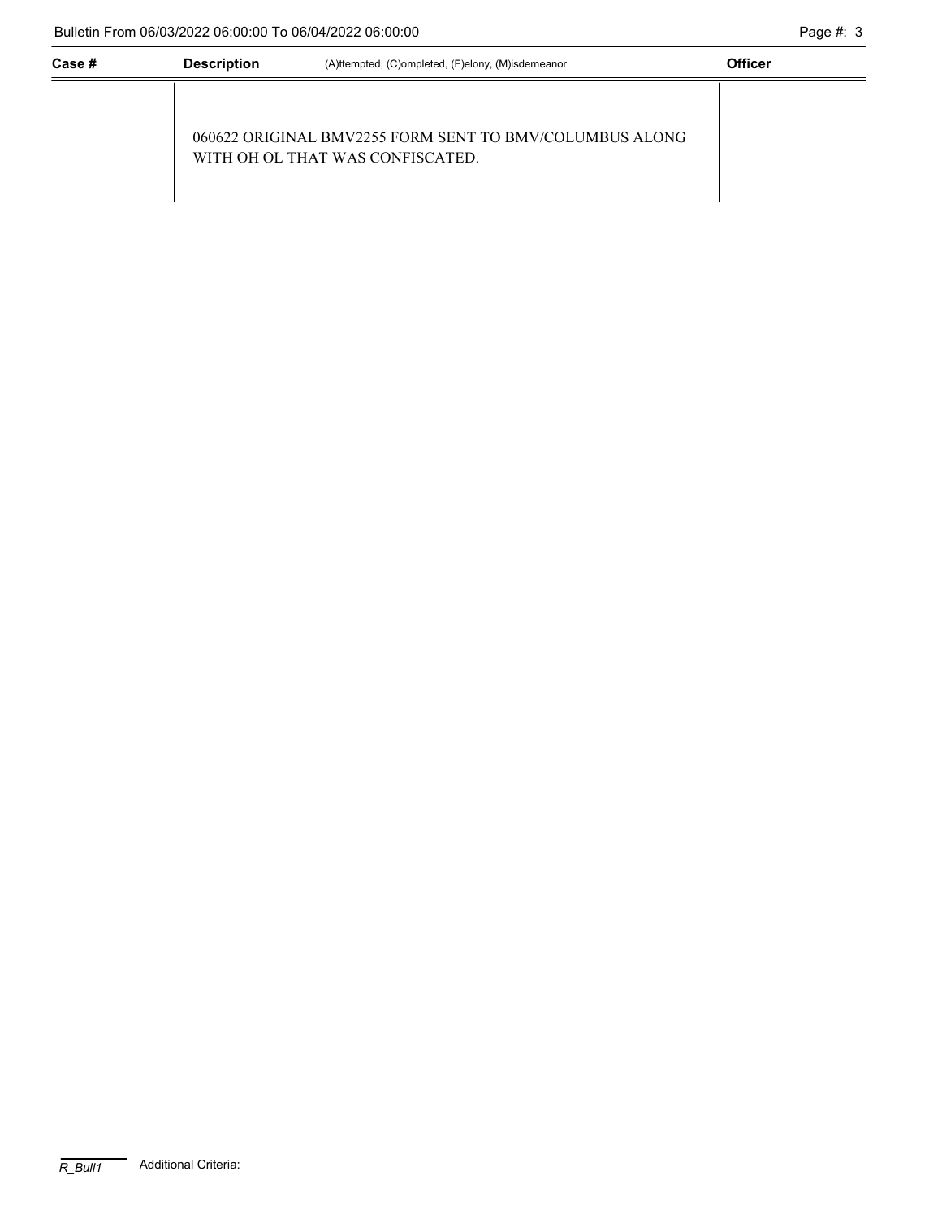| Case # | Description | (A)ttempted, (C)ompleted, (F)elony, (M)isdemeanor | Officer |
|---|---|---|---|
| | 060622 ORIGINAL BMV2255 FORM SENT TO BMV/COLUMBUS ALONG WITH OH OL THAT WAS CONFISCATED. | | |

R_Bull1 Additional Criteria: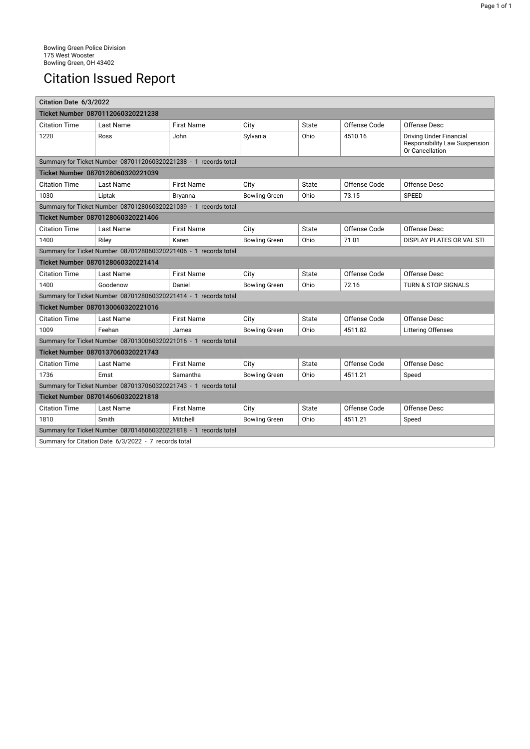Bowling Green Police Division
175 West Wooster
Bowling Green, OH 43402

# Citation Issued Report

| Citation Date 6/3/2022 | | | | | | |
|---|---|---|---|---|---|---|
| **Ticket Number 0870112060320221238** | | | | | | |
| Citation Time | Last Name | First Name | City | State | Offense Code | Offense Desc |
| 1220 | Ross | John | Sylvania | Ohio | 4510.16 | Driving Under Financial Responsibility Law Suspension Or Cancellation |
| Summary for Ticket Number 0870112060320221238 - 1 records total | | | | | | |
| **Ticket Number 0870128060320221039** | | | | | | |
| Citation Time | Last Name | First Name | City | State | Offense Code | Offense Desc |
| 1030 | Liptak | Bryanna | Bowling Green | Ohio | 73.15 | SPEED |
| Summary for Ticket Number 0870128060320221039 - 1 records total | | | | | | |
| **Ticket Number 0870128060320221406** | | | | | | |
| Citation Time | Last Name | First Name | City | State | Offense Code | Offense Desc |
| 1400 | Riley | Karen | Bowling Green | Ohio | 71.01 | DISPLAY PLATES OR VAL STI |
| Summary for Ticket Number 0870128060320221406 - 1 records total | | | | | | |
| **Ticket Number 0870128060320221414** | | | | | | |
| Citation Time | Last Name | First Name | City | State | Offense Code | Offense Desc |
| 1400 | Goodenow | Daniel | Bowling Green | Ohio | 72.16 | TURN & STOP SIGNALS |
| Summary for Ticket Number 0870128060320221414 - 1 records total | | | | | | |
| **Ticket Number 0870130060320221016** | | | | | | |
| Citation Time | Last Name | First Name | City | State | Offense Code | Offense Desc |
| 1009 | Feehan | James | Bowling Green | Ohio | 4511.82 | Littering Offenses |
| Summary for Ticket Number 0870130060320221016 - 1 records total | | | | | | |
| **Ticket Number 0870137060320221743** | | | | | | |
| Citation Time | Last Name | First Name | City | State | Offense Code | Offense Desc |
| 1736 | Ernst | Samantha | Bowling Green | Ohio | 4511.21 | Speed |
| Summary for Ticket Number 0870137060320221743 - 1 records total | | | | | | |
| **Ticket Number 0870146060320221818** | | | | | | |
| Citation Time | Last Name | First Name | City | State | Offense Code | Offense Desc |
| 1810 | Smith | Mitchell | Bowling Green | Ohio | 4511.21 | Speed |
| Summary for Ticket Number 0870146060320221818 - 1 records total | | | | | | |
| Summary for Citation Date 6/3/2022 - 7 records total | | | | | | |